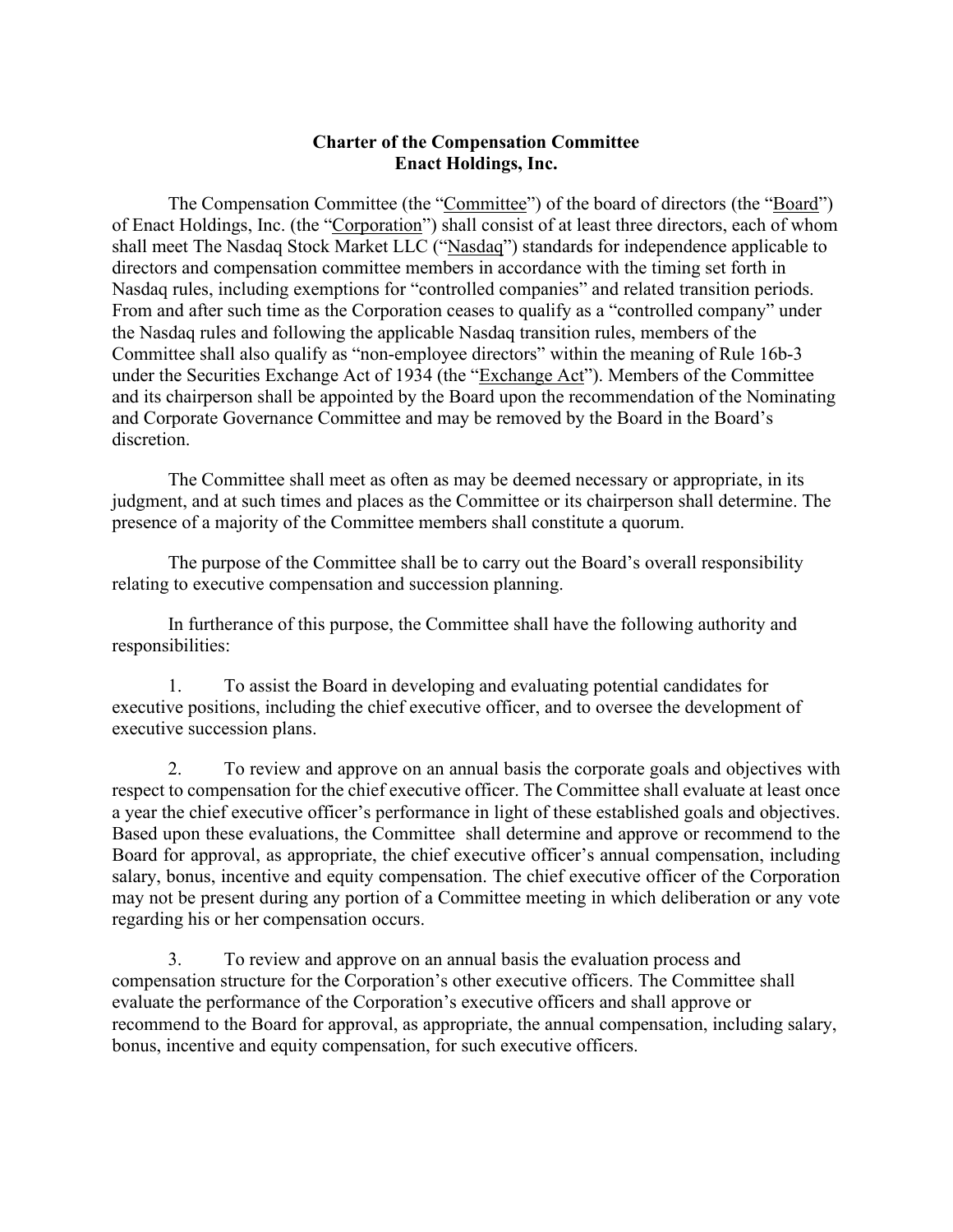**Charter of the Compensation Committee**
**Enact Holdings, Inc.**

The Compensation Committee (the "Committee") of the board of directors (the "Board") of Enact Holdings, Inc. (the "Corporation") shall consist of at least three directors, each of whom shall meet The Nasdaq Stock Market LLC ("Nasdaq") standards for independence applicable to directors and compensation committee members in accordance with the timing set forth in Nasdaq rules, including exemptions for "controlled companies" and related transition periods. From and after such time as the Corporation ceases to qualify as a "controlled company" under the Nasdaq rules and following the applicable Nasdaq transition rules, members of the Committee shall also qualify as "non-employee directors" within the meaning of Rule 16b-3 under the Securities Exchange Act of 1934 (the "Exchange Act"). Members of the Committee and its chairperson shall be appointed by the Board upon the recommendation of the Nominating and Corporate Governance Committee and may be removed by the Board in the Board's discretion.

The Committee shall meet as often as may be deemed necessary or appropriate, in its judgment, and at such times and places as the Committee or its chairperson shall determine. The presence of a majority of the Committee members shall constitute a quorum.

The purpose of the Committee shall be to carry out the Board's overall responsibility relating to executive compensation and succession planning.

In furtherance of this purpose, the Committee shall have the following authority and responsibilities:

1. To assist the Board in developing and evaluating potential candidates for executive positions, including the chief executive officer, and to oversee the development of executive succession plans.

2. To review and approve on an annual basis the corporate goals and objectives with respect to compensation for the chief executive officer. The Committee shall evaluate at least once a year the chief executive officer's performance in light of these established goals and objectives. Based upon these evaluations, the Committee shall determine and approve or recommend to the Board for approval, as appropriate, the chief executive officer's annual compensation, including salary, bonus, incentive and equity compensation. The chief executive officer of the Corporation may not be present during any portion of a Committee meeting in which deliberation or any vote regarding his or her compensation occurs.

3. To review and approve on an annual basis the evaluation process and compensation structure for the Corporation's other executive officers. The Committee shall evaluate the performance of the Corporation's executive officers and shall approve or recommend to the Board for approval, as appropriate, the annual compensation, including salary, bonus, incentive and equity compensation, for such executive officers.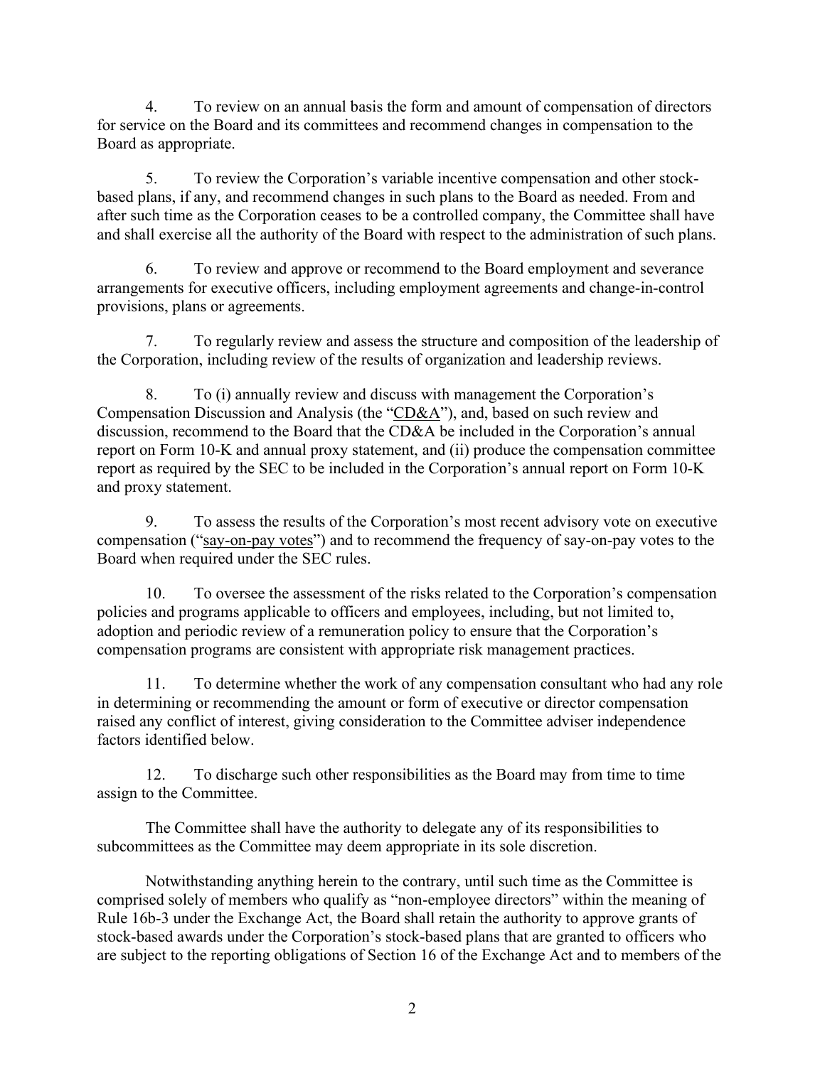4. To review on an annual basis the form and amount of compensation of directors for service on the Board and its committees and recommend changes in compensation to the Board as appropriate.

5. To review the Corporation's variable incentive compensation and other stock-based plans, if any, and recommend changes in such plans to the Board as needed. From and after such time as the Corporation ceases to be a controlled company, the Committee shall have and shall exercise all the authority of the Board with respect to the administration of such plans.

6. To review and approve or recommend to the Board employment and severance arrangements for executive officers, including employment agreements and change-in-control provisions, plans or agreements.

7. To regularly review and assess the structure and composition of the leadership of the Corporation, including review of the results of organization and leadership reviews.

8. To (i) annually review and discuss with management the Corporation's Compensation Discussion and Analysis (the "CD&A"), and, based on such review and discussion, recommend to the Board that the CD&A be included in the Corporation's annual report on Form 10-K and annual proxy statement, and (ii) produce the compensation committee report as required by the SEC to be included in the Corporation's annual report on Form 10-K and proxy statement.

9. To assess the results of the Corporation's most recent advisory vote on executive compensation ("say-on-pay votes") and to recommend the frequency of say-on-pay votes to the Board when required under the SEC rules.

10. To oversee the assessment of the risks related to the Corporation's compensation policies and programs applicable to officers and employees, including, but not limited to, adoption and periodic review of a remuneration policy to ensure that the Corporation's compensation programs are consistent with appropriate risk management practices.

11. To determine whether the work of any compensation consultant who had any role in determining or recommending the amount or form of executive or director compensation raised any conflict of interest, giving consideration to the Committee adviser independence factors identified below.

12. To discharge such other responsibilities as the Board may from time to time assign to the Committee.

The Committee shall have the authority to delegate any of its responsibilities to subcommittees as the Committee may deem appropriate in its sole discretion.

Notwithstanding anything herein to the contrary, until such time as the Committee is comprised solely of members who qualify as "non-employee directors" within the meaning of Rule 16b-3 under the Exchange Act, the Board shall retain the authority to approve grants of stock-based awards under the Corporation's stock-based plans that are granted to officers who are subject to the reporting obligations of Section 16 of the Exchange Act and to members of the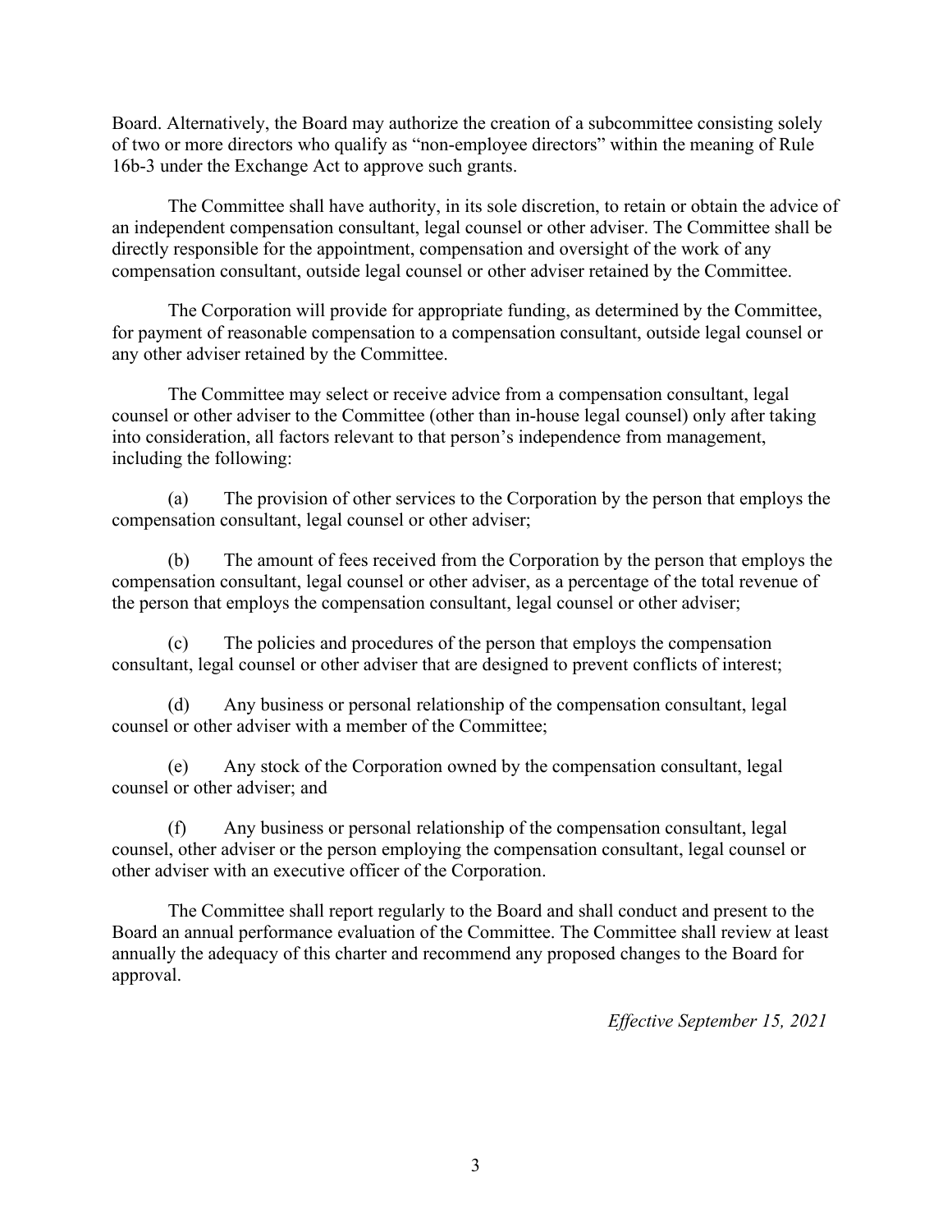Board. Alternatively, the Board may authorize the creation of a subcommittee consisting solely of two or more directors who qualify as "non-employee directors" within the meaning of Rule 16b-3 under the Exchange Act to approve such grants.

The Committee shall have authority, in its sole discretion, to retain or obtain the advice of an independent compensation consultant, legal counsel or other adviser. The Committee shall be directly responsible for the appointment, compensation and oversight of the work of any compensation consultant, outside legal counsel or other adviser retained by the Committee.

The Corporation will provide for appropriate funding, as determined by the Committee, for payment of reasonable compensation to a compensation consultant, outside legal counsel or any other adviser retained by the Committee.

The Committee may select or receive advice from a compensation consultant, legal counsel or other adviser to the Committee (other than in-house legal counsel) only after taking into consideration, all factors relevant to that person's independence from management, including the following:

(a) The provision of other services to the Corporation by the person that employs the compensation consultant, legal counsel or other adviser;

(b) The amount of fees received from the Corporation by the person that employs the compensation consultant, legal counsel or other adviser, as a percentage of the total revenue of the person that employs the compensation consultant, legal counsel or other adviser;

(c) The policies and procedures of the person that employs the compensation consultant, legal counsel or other adviser that are designed to prevent conflicts of interest;

(d) Any business or personal relationship of the compensation consultant, legal counsel or other adviser with a member of the Committee;

(e) Any stock of the Corporation owned by the compensation consultant, legal counsel or other adviser; and

(f) Any business or personal relationship of the compensation consultant, legal counsel, other adviser or the person employing the compensation consultant, legal counsel or other adviser with an executive officer of the Corporation.

The Committee shall report regularly to the Board and shall conduct and present to the Board an annual performance evaluation of the Committee. The Committee shall review at least annually the adequacy of this charter and recommend any proposed changes to the Board for approval.

*Effective September 15, 2021*